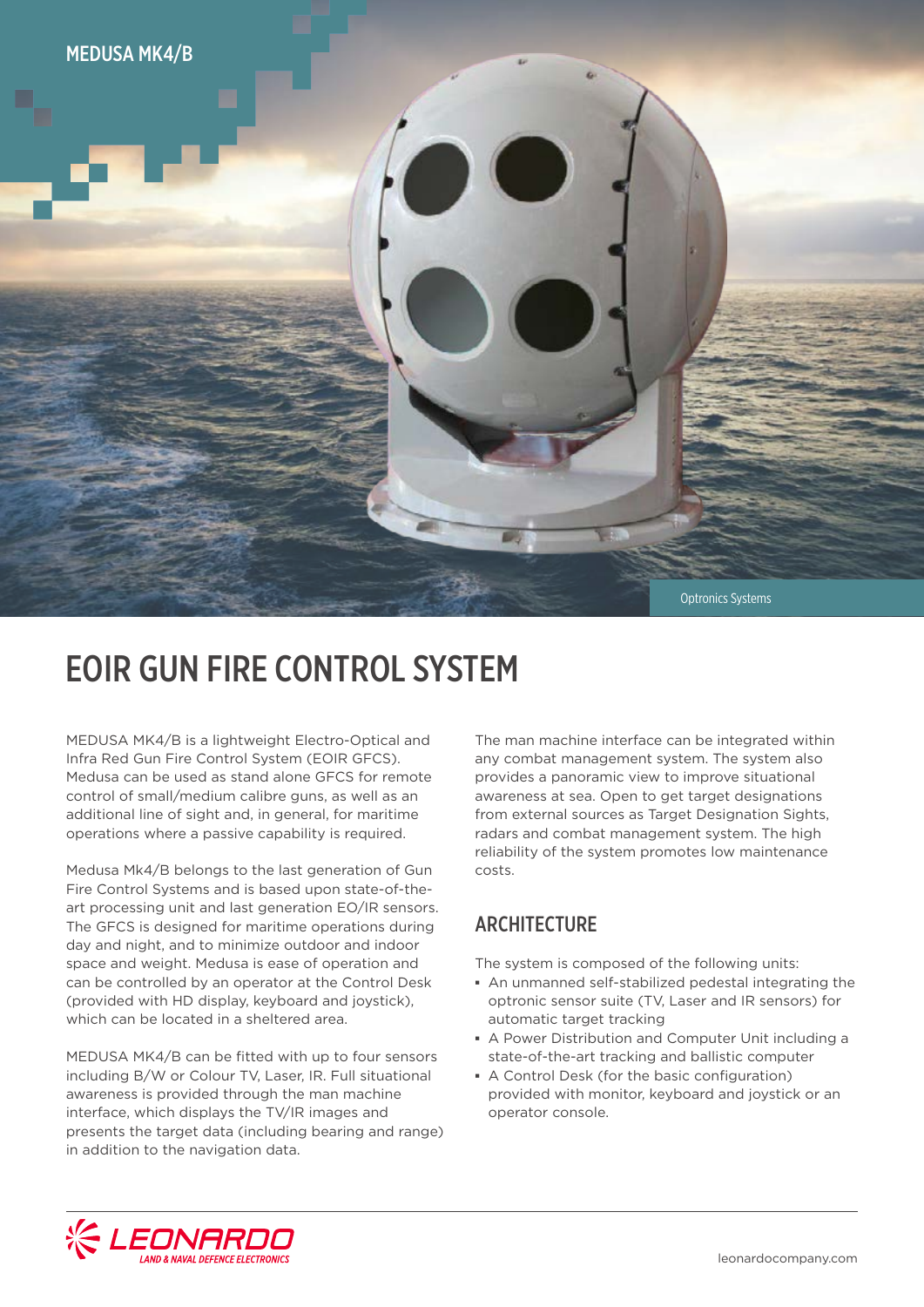MEDUSA MK4/B

Optronics Systems

# EOIR GUN FIRE CONTROL SYSTEM

MEDUSA MK4/B is a lightweight Electro-Optical and Infra Red Gun Fire Control System (EOIR GFCS). Medusa can be used as stand alone GFCS for remote control of small/medium calibre guns, as well as an additional line of sight and, in general, for maritime operations where a passive capability is required.

Medusa Mk4/B belongs to the last generation of Gun Fire Control Systems and is based upon state-of-the-art processing unit and last generation EO/IR sensors. The GFCS is designed for maritime operations during day and night, and to minimize outdoor and indoor space and weight. Medusa is ease of operation and can be controlled by an operator at the Control Desk (provided with HD display, keyboard and joystick), which can be located in a sheltered area.

MEDUSA MK4/B can be fitted with up to four sensors including B/W or Colour TV, Laser, IR. Full situational awareness is provided through the man machine interface, which displays the TV/IR images and presents the target data (including bearing and range) in addition to the navigation data.

The man machine interface can be integrated within any combat management system. The system also provides a panoramic view to improve situational awareness at sea. Open to get target designations from external sources as Target Designation Sights, radars and combat management system. The high reliability of the system promotes low maintenance costs.

## ARCHITECTURE

The system is composed of the following units:

- An unmanned self-stabilized pedestal integrating the optronic sensor suite (TV, Laser and IR sensors) for automatic target tracking
- A Power Distribution and Computer Unit including a state-of-the-art tracking and ballistic computer
- A Control Desk (for the basic configuration) provided with monitor, keyboard and joystick or an operator console.

LEONARDO
LAND & NAVAL DEFENCE ELECTRONICS

leonardocompany.com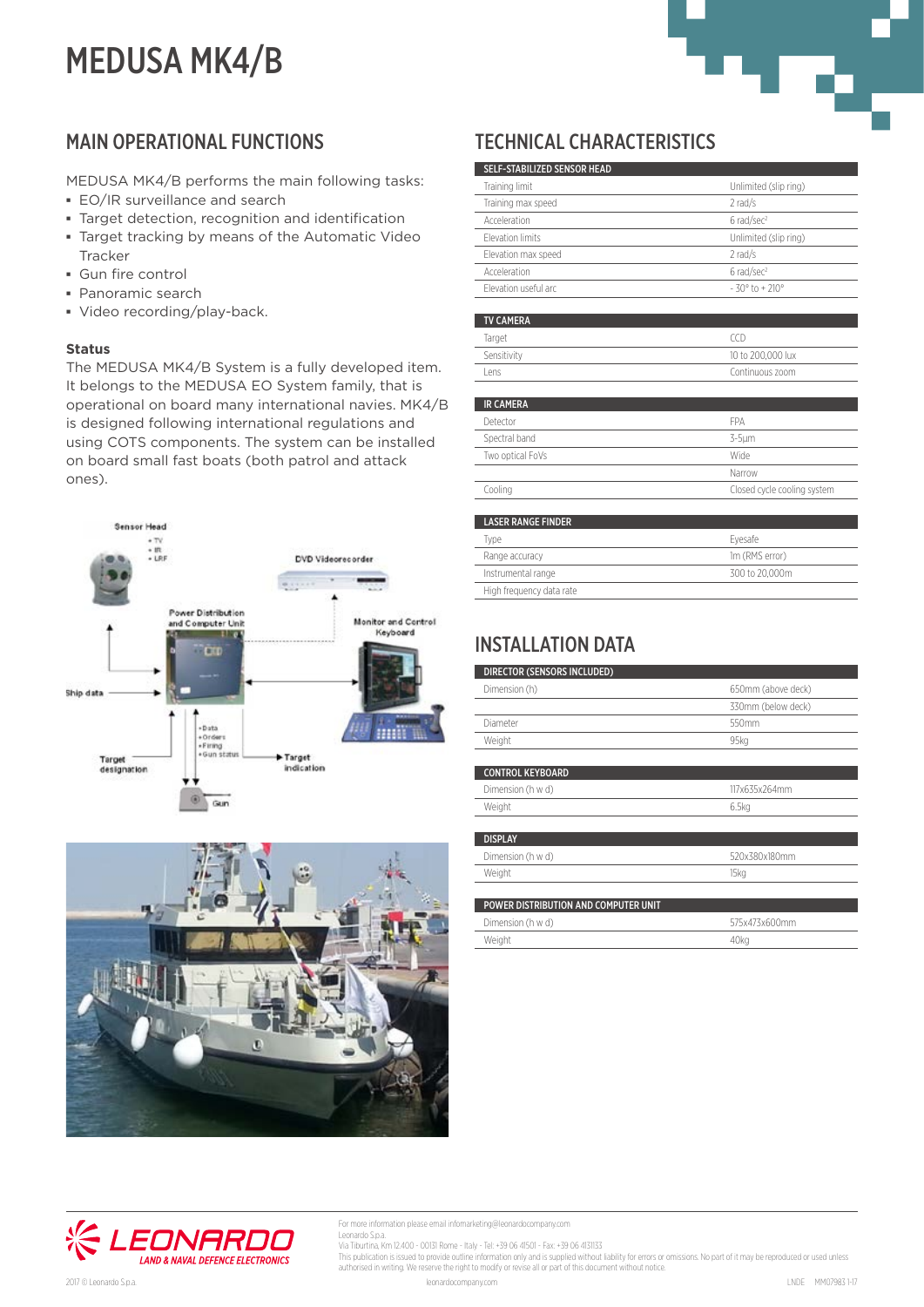# MEDUSA MK4/B

## MAIN OPERATIONAL FUNCTIONS

MEDUSA MK4/B performs the main following tasks:

- EO/IR surveillance and search
- Target detection, recognition and identification
- Target tracking by means of the Automatic Video Tracker
- Gun fire control
- Panoramic search
- Video recording/play-back.

### Status

The MEDUSA MK4/B System is a fully developed item. It belongs to the MEDUSA EO System family, that is operational on board many international navies. MK4/B is designed following international regulations and using COTS components. The system can be installed on board small fast boats (both patrol and attack ones).

Sensor Head
- TV
- IR
- LRF

DVD Videorecorder

Power Distribution and Computer Unit

Monitor and Control Keyboard

Ship data

- Data
- Orders
- Firing
- Gun status

Target designation

Target indication

Gun

## TECHNICAL CHARACTERISTICS

| SELF-STABILIZED SENSOR HEAD | |
|---|---|
| Training limit | Unlimited (slip ring) |
| Training max speed | 2 rad/s |
| Acceleration | 6 rad/sec² |
| Elevation limits | Unlimited (slip ring) |
| Elevation max speed | 2 rad/s |
| Acceleration | 6 rad/sec² |
| Elevation useful arc | - 30° to + 210° |

| TV CAMERA | |
|---|---|
| Target | CCD |
| Sensitivity | 10 to 200,000 lux |
| Lens | Continuous zoom |

| IR CAMERA | |
|---|---|
| Detector | FPA |
| Spectral band | 3-5µm |
| Two optical FoVs | Wide |
| | Narrow |
| Cooling | Closed cycle cooling system |

| LASER RANGE FINDER | |
|---|---|
| Type | Eyesafe |
| Range accuracy | 1m (RMS error) |
| Instrumental range | 300 to 20,000m |
| High frequency data rate | |

## INSTALLATION DATA

| DIRECTOR (SENSORS INCLUDED) | |
|---|---|
| Dimension (h) | 650mm (above deck) |
| | 330mm (below deck) |
| Diameter | 550mm |
| Weight | 95kg |

| CONTROL KEYBOARD | |
|---|---|
| Dimension (h w d) | 117x635x264mm |
| Weight | 6.5kg |

| DISPLAY | |
|---|---|
| Dimension (h w d) | 520x380x180mm |
| Weight | 15kg |

| POWER DISTRIBUTION AND COMPUTER UNIT | |
|---|---|
| Dimension (h w d) | 575x473x600mm |
| Weight | 40kg |

LEONARDO LAND & NAVAL DEFENCE ELECTRONICS

For more information please email infomarketing@leonardocompany.com

Leonardo S.p.a.
Via Tiburtina, Km 12.400 - 00131 Rome - Italy - Tel: +39 06 41501 - Fax: +39 06 4131133

This publication is issued to provide outline information only and is supplied without liability for errors or omissions. No part of it may be reproduced or used unless authorised in writing. We reserve the right to modify or revise all or part of this document without notice.

2017 © Leonardo S.p.a. leonardocompany.com LNDE MM07983 1-17